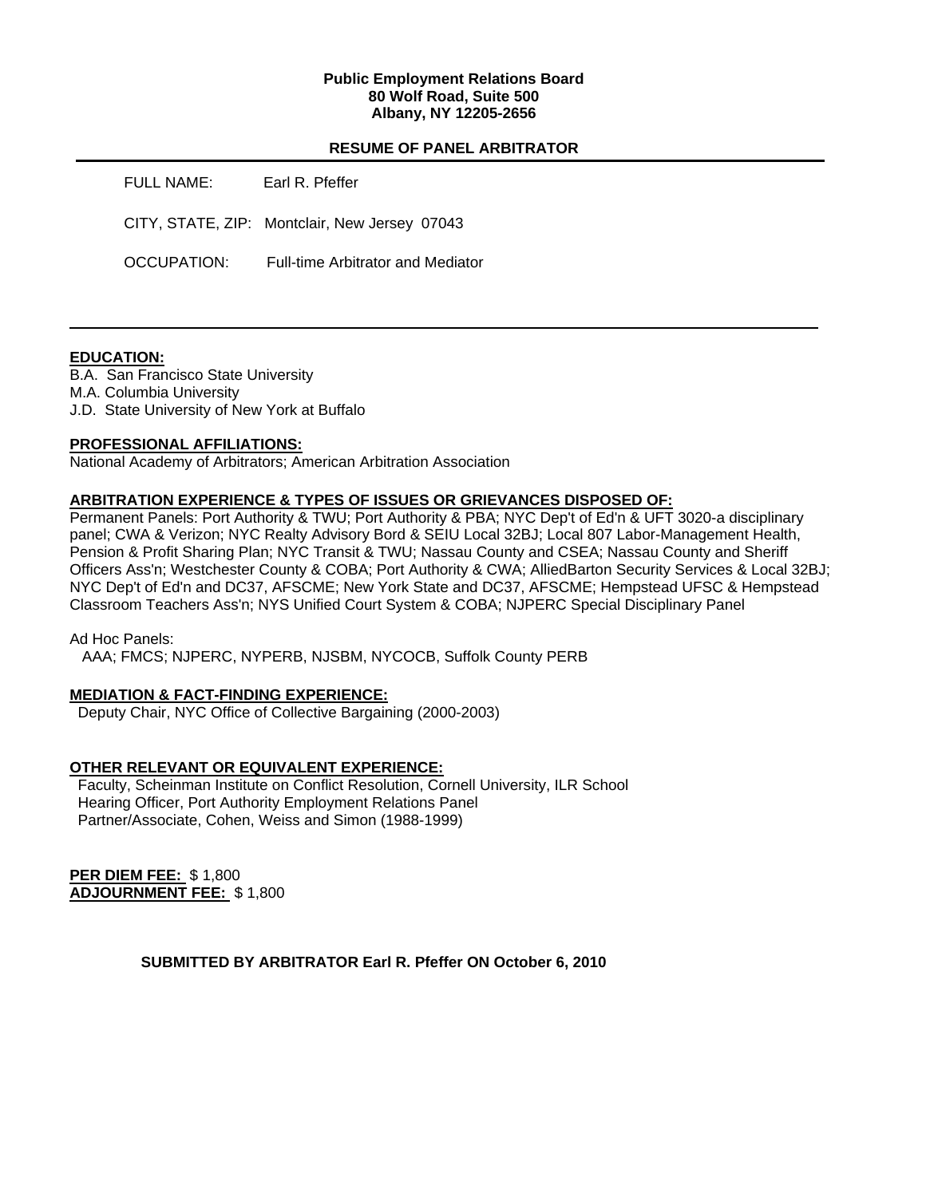**Public Employment Relations Board**
**80 Wolf Road, Suite 500**
**Albany, NY 12205-2656**

## RESUME OF PANEL ARBITRATOR

FULL NAME: Earl R. Pfeffer

CITY, STATE, ZIP: Montclair, New Jersey 07043

OCCUPATION: Full-time Arbitrator and Mediator

---

**EDUCATION:**

B.A. San Francisco State University
M.A. Columbia University
J.D. State University of New York at Buffalo

**PROFESSIONAL AFFILIATIONS:**

National Academy of Arbitrators; American Arbitration Association

**ARBITRATION EXPERIENCE & TYPES OF ISSUES OR GRIEVANCES DISPOSED OF:**

Permanent Panels: Port Authority & TWU; Port Authority & PBA; NYC Dep't of Ed'n & UFT 3020-a disciplinary panel; CWA & Verizon; NYC Realty Advisory Bord & SEIU Local 32BJ; Local 807 Labor-Management Health, Pension & Profit Sharing Plan; NYC Transit & TWU; Nassau County and CSEA; Nassau County and Sheriff Officers Ass'n; Westchester County & COBA; Port Authority & CWA; AlliedBarton Security Services & Local 32BJ; NYC Dep't of Ed'n and DC37, AFSCME; New York State and DC37, AFSCME; Hempstead UFSC & Hempstead Classroom Teachers Ass'n; NYS Unified Court System & COBA; NJPERC Special Disciplinary Panel

Ad Hoc Panels:
AAA; FMCS; NJPERC, NYPERB, NJSBM, NYCOCB, Suffolk County PERB

**MEDIATION & FACT-FINDING EXPERIENCE:**

Deputy Chair, NYC Office of Collective Bargaining (2000-2003)

**OTHER RELEVANT OR EQUIVALENT EXPERIENCE:**

Faculty, Scheinman Institute on Conflict Resolution, Cornell University, ILR School
Hearing Officer, Port Authority Employment Relations Panel
Partner/Associate, Cohen, Weiss and Simon (1988-1999)

**PER DIEM FEE:** $ 1,800
**ADJOURNMENT FEE:** $ 1,800

**SUBMITTED BY ARBITRATOR Earl R. Pfeffer ON October 6, 2010**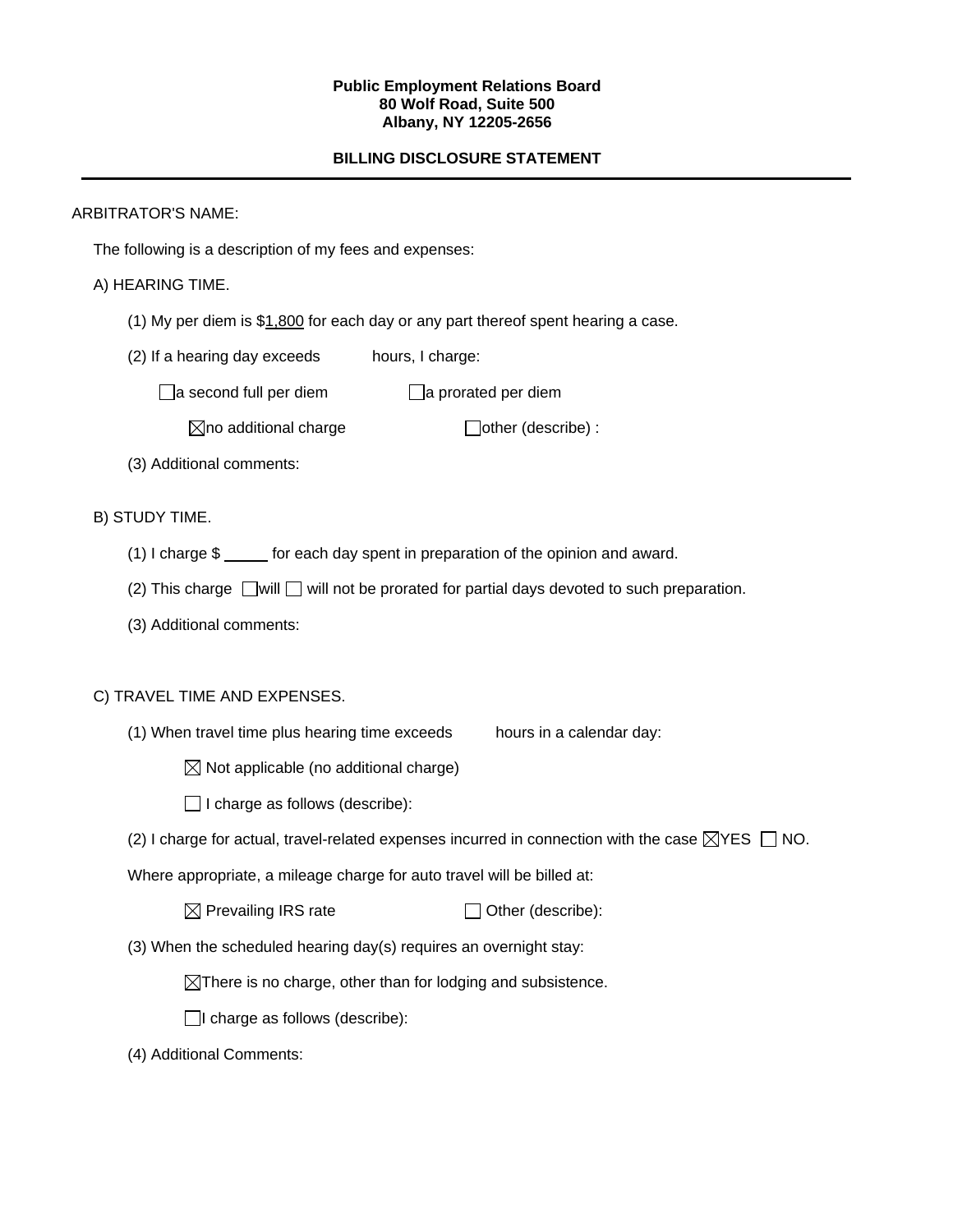**Public Employment Relations Board**
**80 Wolf Road, Suite 500**
**Albany, NY 12205-2656**

**BILLING DISCLOSURE STATEMENT**

---

ARBITRATOR'S NAME:

The following is a description of my fees and expenses:

A) HEARING TIME.

(1) My per diem is $<u>1,800</u> for each day or any part thereof spent hearing a case.

(2) If a hearing day exceeds        hours, I charge:

☐ a second full per diem        ☐ a prorated per diem

☒ no additional charge        ☐ other (describe) :

(3) Additional comments:

B) STUDY TIME.

(1) I charge $ _____ for each day spent in preparation of the opinion and award.

(2) This charge ☐ will ☐ will not be prorated for partial days devoted to such preparation.

(3) Additional comments:

C) TRAVEL TIME AND EXPENSES.

(1) When travel time plus hearing time exceeds        hours in a calendar day:

☒ Not applicable (no additional charge)

☐ I charge as follows (describe):

(2) I charge for actual, travel-related expenses incurred in connection with the case ☒ YES ☐ NO.

Where appropriate, a mileage charge for auto travel will be billed at:

☒ Prevailing IRS rate        ☐ Other (describe):

(3) When the scheduled hearing day(s) requires an overnight stay:

☒ There is no charge, other than for lodging and subsistence.

☐ I charge as follows (describe):

(4) Additional Comments: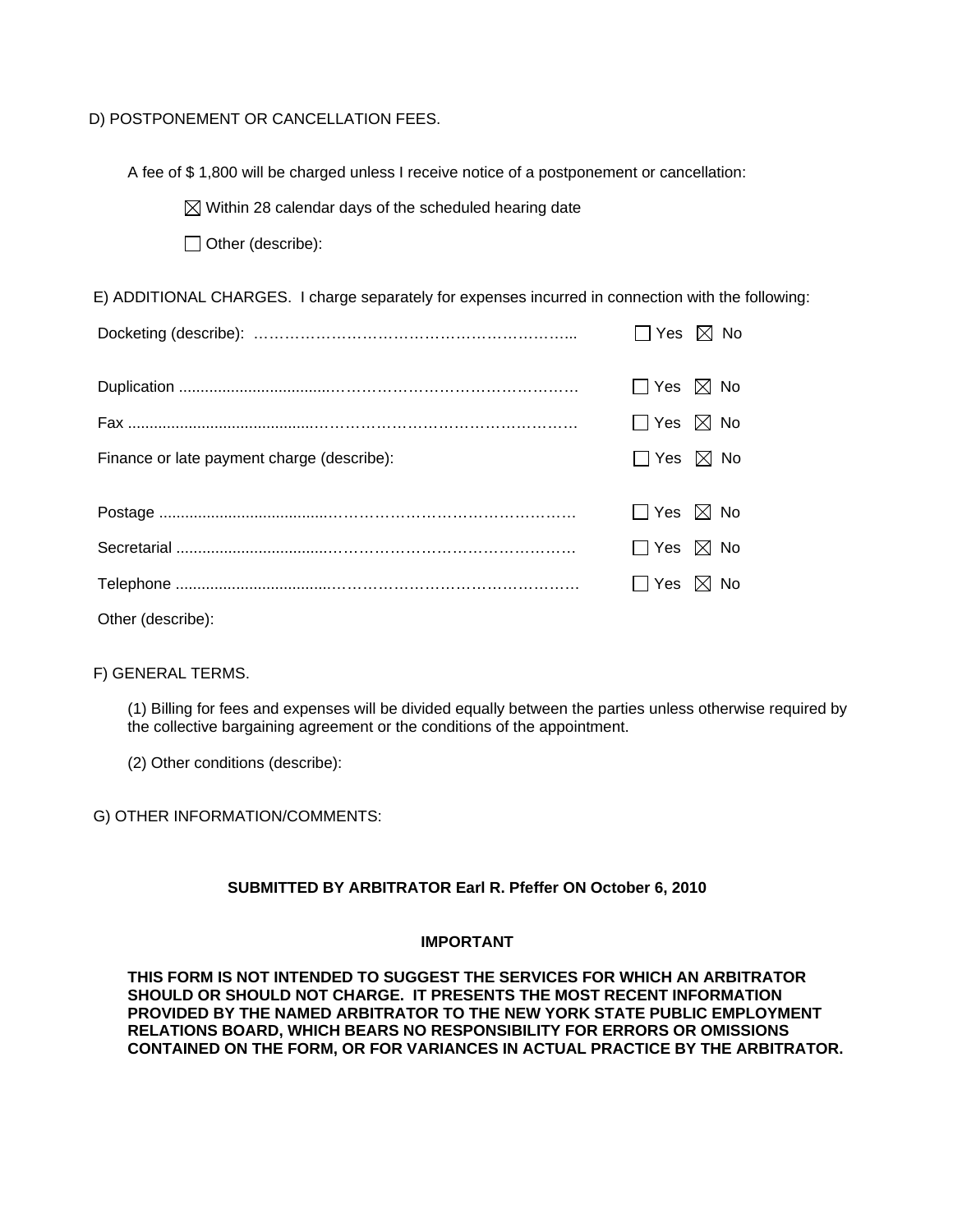D) POSTPONEMENT OR CANCELLATION FEES.

A fee of $ 1,800 will be charged unless I receive notice of a postponement or cancellation:

☒ Within 28 calendar days of the scheduled hearing date

☐ Other (describe):

E) ADDITIONAL CHARGES. I charge separately for expenses incurred in connection with the following:

| | |
|---|---|
| Docketing (describe): | ☐ Yes ☒ No |
| Duplication | ☐ Yes ☒ No |
| Fax | ☐ Yes ☒ No |
| Finance or late payment charge (describe): | ☐ Yes ☒ No |
| Postage | ☐ Yes ☒ No |
| Secretarial | ☐ Yes ☒ No |
| Telephone | ☐ Yes ☒ No |

Other (describe):

F) GENERAL TERMS.

(1) Billing for fees and expenses will be divided equally between the parties unless otherwise required by the collective bargaining agreement or the conditions of the appointment.

(2) Other conditions (describe):

G) OTHER INFORMATION/COMMENTS:

**SUBMITTED BY ARBITRATOR Earl R. Pfeffer ON October 6, 2010**

**IMPORTANT**

**THIS FORM IS NOT INTENDED TO SUGGEST THE SERVICES FOR WHICH AN ARBITRATOR SHOULD OR SHOULD NOT CHARGE. IT PRESENTS THE MOST RECENT INFORMATION PROVIDED BY THE NAMED ARBITRATOR TO THE NEW YORK STATE PUBLIC EMPLOYMENT RELATIONS BOARD, WHICH BEARS NO RESPONSIBILITY FOR ERRORS OR OMISSIONS CONTAINED ON THE FORM, OR FOR VARIANCES IN ACTUAL PRACTICE BY THE ARBITRATOR.**